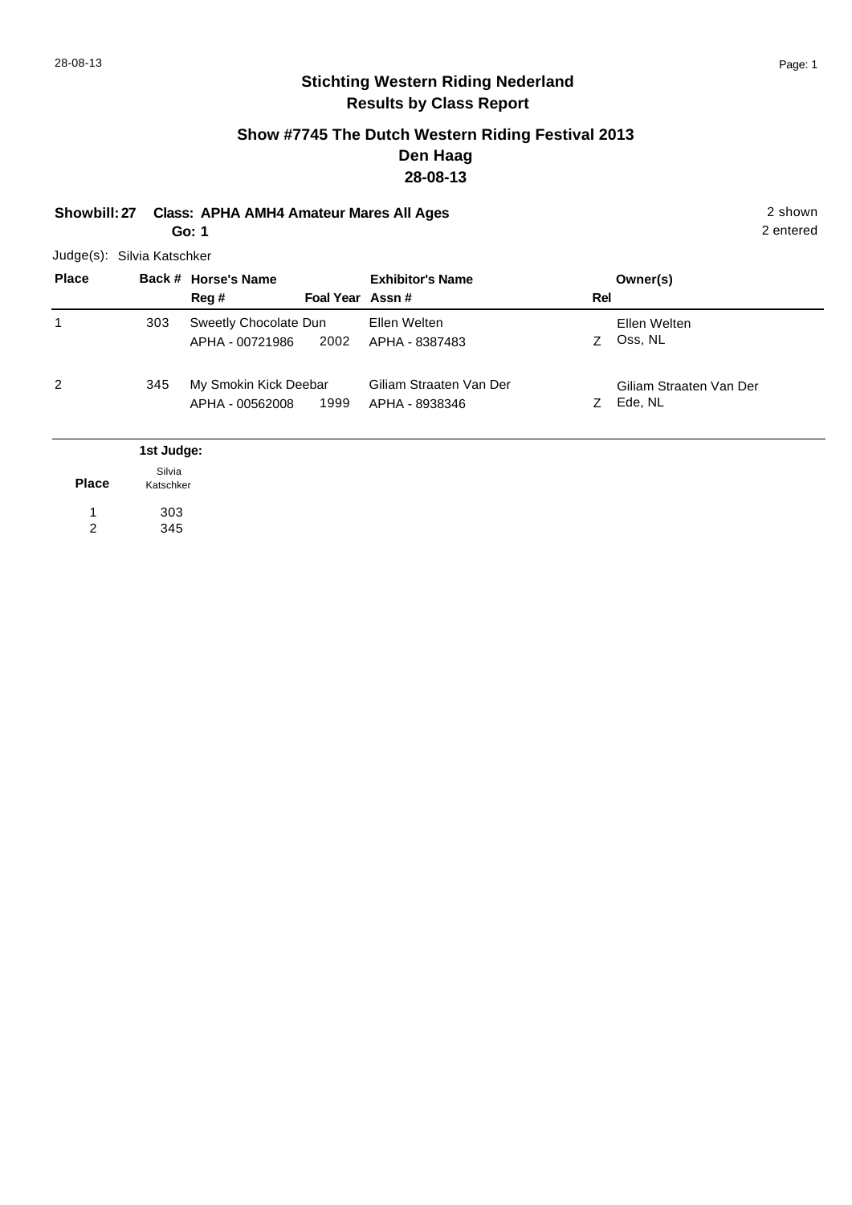# Stichting Western Riding Nederland
## Results by Class Report

### Show #7745 The Dutch Western Riding Festival 2013
### Den Haag
### 28-08-13

**Showbill: 27** **Class: APHA AMH4 Amateur Mares All Ages** 2 shown
**Go: 1** 2 entered

Judge(s): Silvia Katschker

| Place | Back # | Horse's Name / Reg # | Foal Year | Exhibitor's Name / Assn # | Rel | Owner(s) |
|---|---|---|---|---|---|---|
| 1 | 303 | Sweetly Chocolate Dun<br>APHA - 00721986 | 2002 | Ellen Welten<br>APHA - 8387483 | Z | Ellen Welten<br>Oss, NL |
| 2 | 345 | My Smokin Kick Deebar<br>APHA - 00562008 | 1999 | Giliam Straaten Van Der<br>APHA - 8938346 | Z | Giliam Straaten Van Der<br>Ede, NL |

| Place | 1st Judge: Silvia Katschker |
|---|---|
| 1 | 303 |
| 2 | 345 |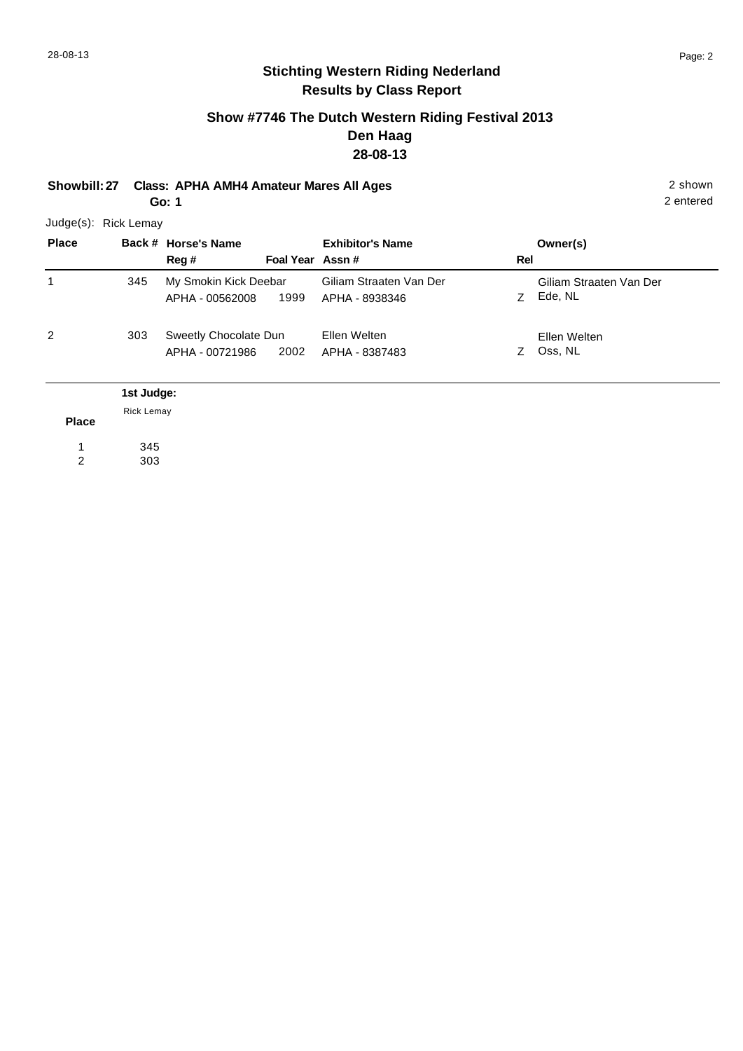## Stichting Western Riding Nederland
## Results by Class Report

### Show #7746 The Dutch Western Riding Festival 2013
### Den Haag
### 28-08-13

**Showbill: 27 Class: APHA AMH4 Amateur Mares All Ages** 2 shown
**Go: 1** 2 entered

Judge(s): Rick Lemay

| Place | Back # | Horse's Name / Reg # | Foal Year | Exhibitor's Name / Assn # | Rel | Owner(s) |
|---|---|---|---|---|---|---|
| 1 | 345 | My Smokin Kick Deebar<br>APHA - 00562008 | 1999 | Giliam Straaten Van Der<br>APHA - 8938346 | Z | Giliam Straaten Van Der<br>Ede, NL |
| 2 | 303 | Sweetly Chocolate Dun<br>APHA - 00721986 | 2002 | Ellen Welten<br>APHA - 8387483 | Z | Ellen Welten<br>Oss, NL |

| Place | 1st Judge: Rick Lemay |
|---|---|
| 1 | 345 |
| 2 | 303 |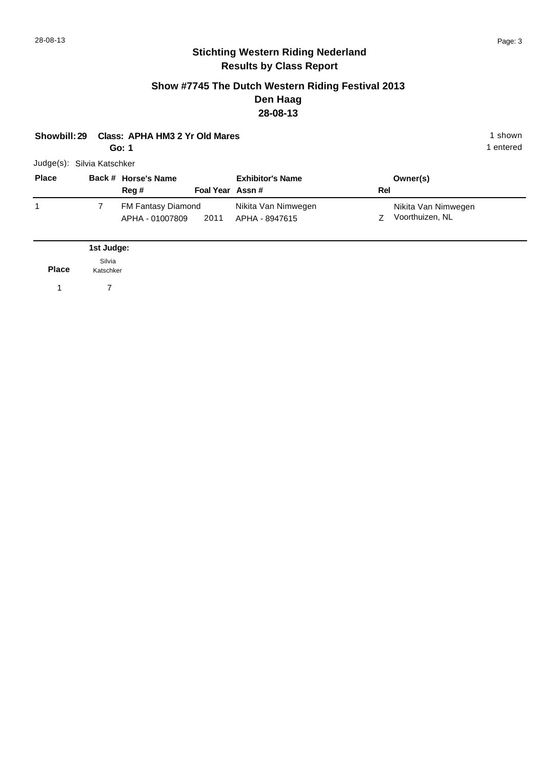## Stichting Western Riding Nederland
## Results by Class Report

### Show #7745 The Dutch Western Riding Festival 2013
### Den Haag
### 28-08-13

**Showbill: 29 Class: APHA HM3 2 Yr Old Mares**
**Go: 1**

1 shown
1 entered

Judge(s): Silvia Katschker

| Place | Back # | Horse's Name / Reg # | Foal Year | Exhibitor's Name / Assn # | Rel | Owner(s) |
|---|---|---|---|---|---|---|
| 1 | 7 | FM Fantasy Diamond<br>APHA - 01007809 | 2011 | Nikita Van Nimwegen<br>APHA - 8947615 | Z | Nikita Van Nimwegen<br>Voorthuizen, NL |

| Place | 1st Judge: Silvia Katschker |
|---|---|
| 1 | 7 |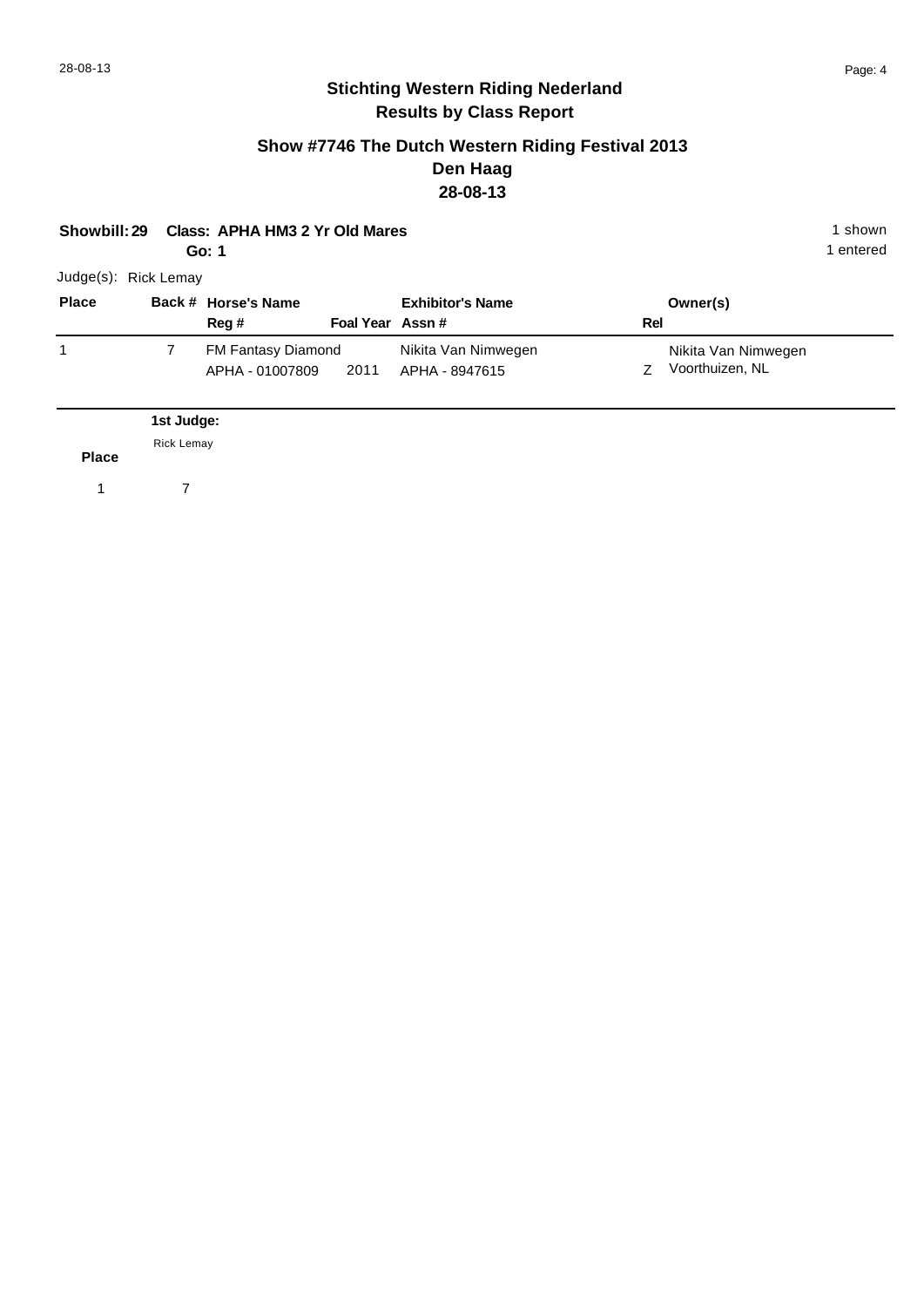## Stichting Western Riding Nederland
## Results by Class Report

### Show #7746 The Dutch Western Riding Festival 2013
### Den Haag
### 28-08-13

**Showbill: 29 Class: APHA HM3 2 Yr Old Mares** 1 shown
**Go: 1** 1 entered

Judge(s): Rick Lemay

| Place | Back # | Horse's Name / Reg # | Foal Year | Exhibitor's Name / Assn # | Rel | Owner(s) |
|---|---|---|---|---|---|---|
| 1 | 7 | FM Fantasy Diamond<br>APHA - 01007809 | 2011 | Nikita Van Nimwegen<br>APHA - 8947615 | Z | Nikita Van Nimwegen<br>Voorthuizen, NL |

| Place | 1st Judge: Rick Lemay |
|---|---|
| 1 | 7 |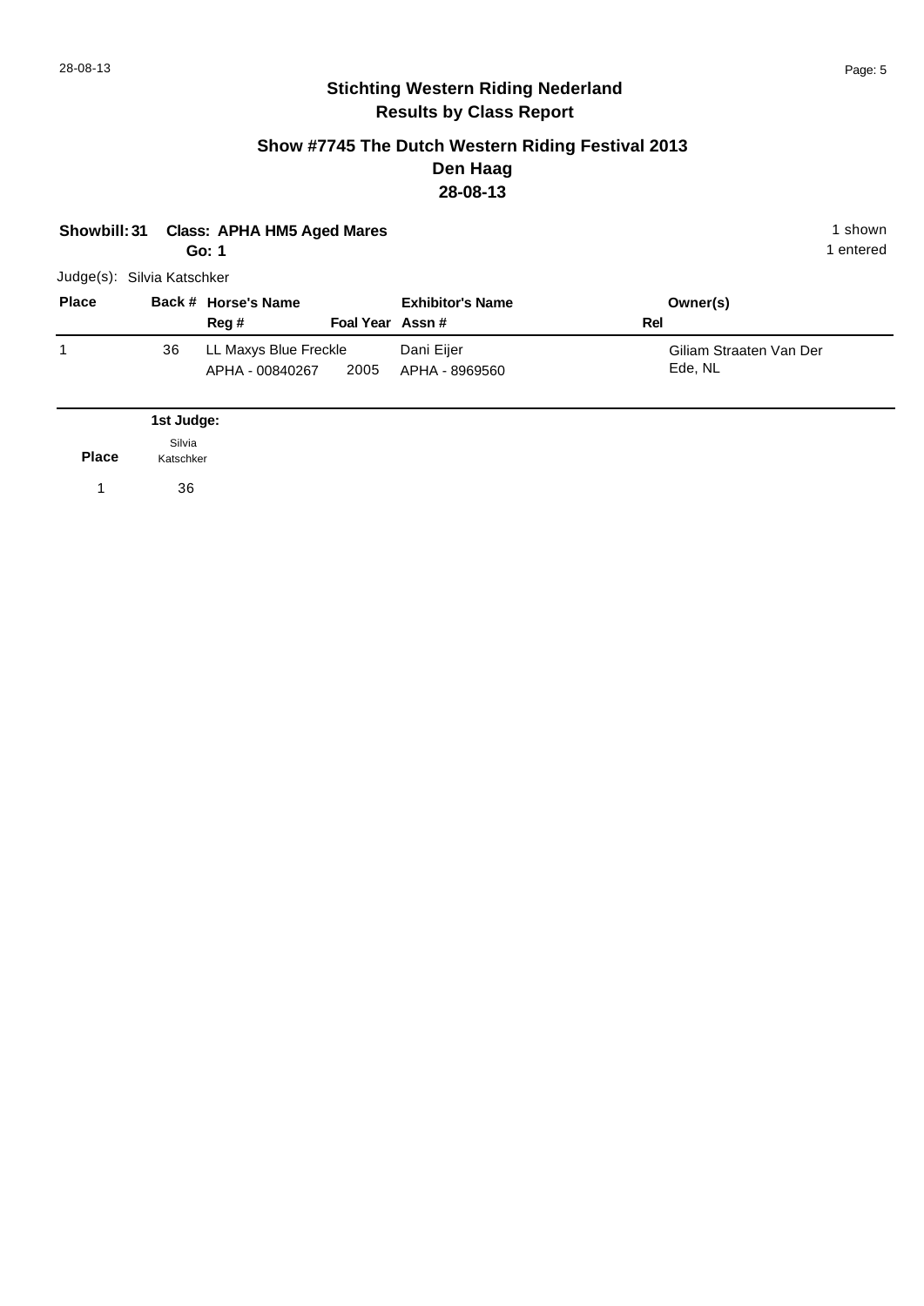# Stichting Western Riding Nederland
## Results by Class Report

### Show #7745 The Dutch Western Riding Festival 2013
### Den Haag
### 28-08-13

**Showbill: 31** **Class: APHA HM5 Aged Mares** 1 shown
**Go: 1** 1 entered

Judge(s): Silvia Katschker

| Place | Back # | Horse's Name / Reg # | Foal Year | Exhibitor's Name / Assn # | Rel | Owner(s) |
|---|---|---|---|---|---|---|
| 1 | 36 | LL Maxys Blue Freckle<br>APHA - 00840267 | 2005 | Dani Eijer<br>APHA - 8969560 | | Giliam Straaten Van Der<br>Ede, NL |

| Place | 1st Judge: Silvia Katschker |
|---|---|
| 1 | 36 |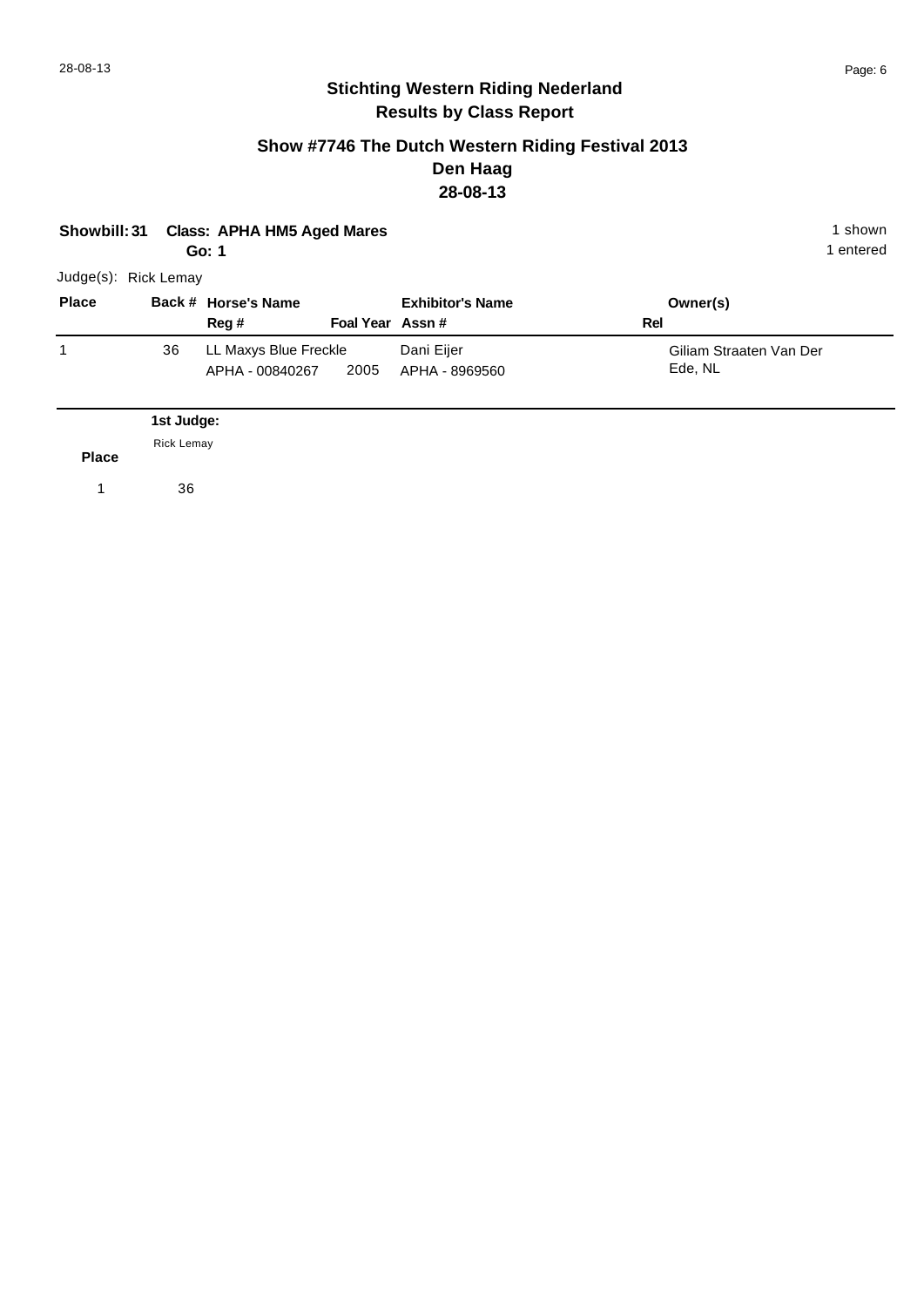## Stichting Western Riding Nederland
## Results by Class Report

### Show #7746 The Dutch Western Riding Festival 2013
### Den Haag
### 28-08-13

**Showbill: 31 Class: APHA HM5 Aged Mares** 1 shown
**Go: 1** 1 entered

Judge(s): Rick Lemay

| Place | Back # | Horse's Name / Reg # | Foal Year | Exhibitor's Name / Assn # | Rel | Owner(s) |
|---|---|---|---|---|---|---|
| 1 | 36 | LL Maxys Blue Freckle<br>APHA - 00840267 | 2005 | Dani Eijer<br>APHA - 8969560 | | Giliam Straaten Van Der<br>Ede, NL |

| Place | 1st Judge:<br>Rick Lemay |
|---|---|
| 1 | 36 |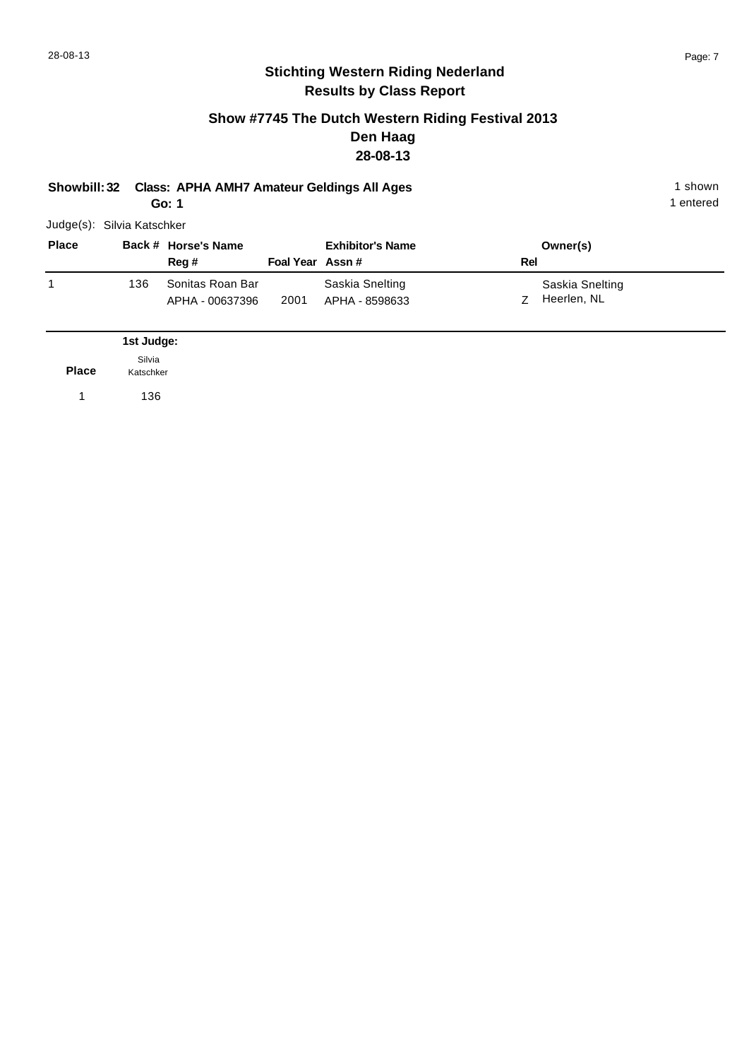## Stichting Western Riding Nederland
## Results by Class Report

### Show #7745 The Dutch Western Riding Festival 2013
### Den Haag
### 28-08-13

**Showbill: 32 Class: APHA AMH7 Amateur Geldings All Ages** 1 shown
**Go: 1** 1 entered

Judge(s): Silvia Katschker

| Place | Back # | Horse's Name<br>Reg # | Foal Year | Exhibitor's Name<br>Assn # | Rel | Owner(s) |
|---|---|---|---|---|---|---|
| 1 | 136 | Sonitas Roan Bar<br>APHA - 00637396 | 2001 | Saskia Snelting<br>APHA - 8598633 | Z | Saskia Snelting<br>Heerlen, NL |

| Place | 1st Judge:<br>Silvia Katschker |
|---|---|
| 1 | 136 |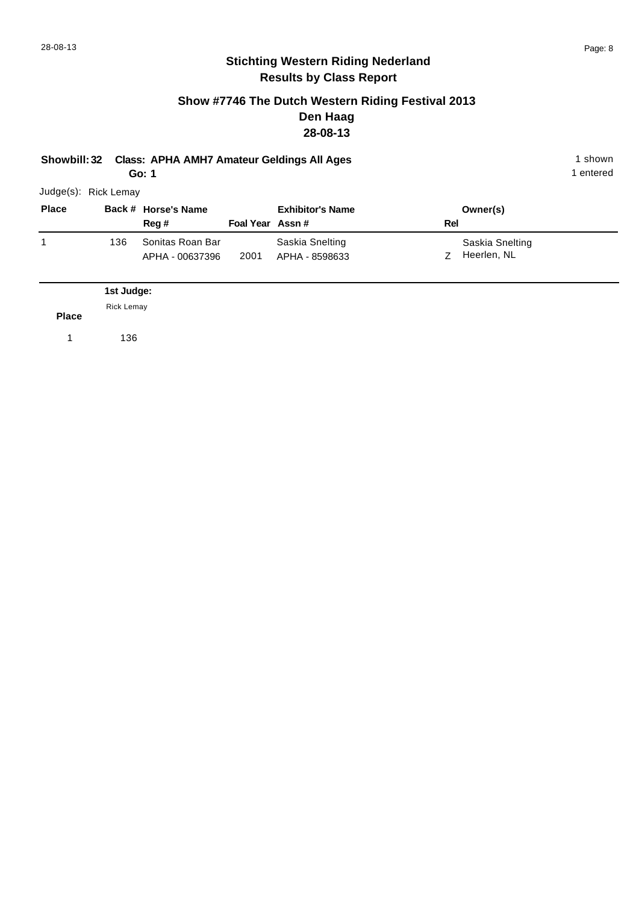# Stichting Western Riding Nederland

## Results by Class Report

### Show #7746 The Dutch Western Riding Festival 2013
### Den Haag
### 28-08-13

**Showbill: 32 Class: APHA AMH7 Amateur Geldings All Ages** — 1 shown

**Go: 1** — 1 entered

Judge(s): Rick Lemay

| Place | Back # | Horse's Name / Reg # | Foal Year | Exhibitor's Name / Assn # | Rel | Owner(s) |
|---|---|---|---|---|---|---|
| 1 | 136 | Sonitas Roan Bar<br>APHA - 00637396 | 2001 | Saskia Snelting<br>APHA - 8598633 | Z | Saskia Snelting<br>Heerlen, NL |

| Place | 1st Judge:<br>Rick Lemay |
|---|---|
| 1 | 136 |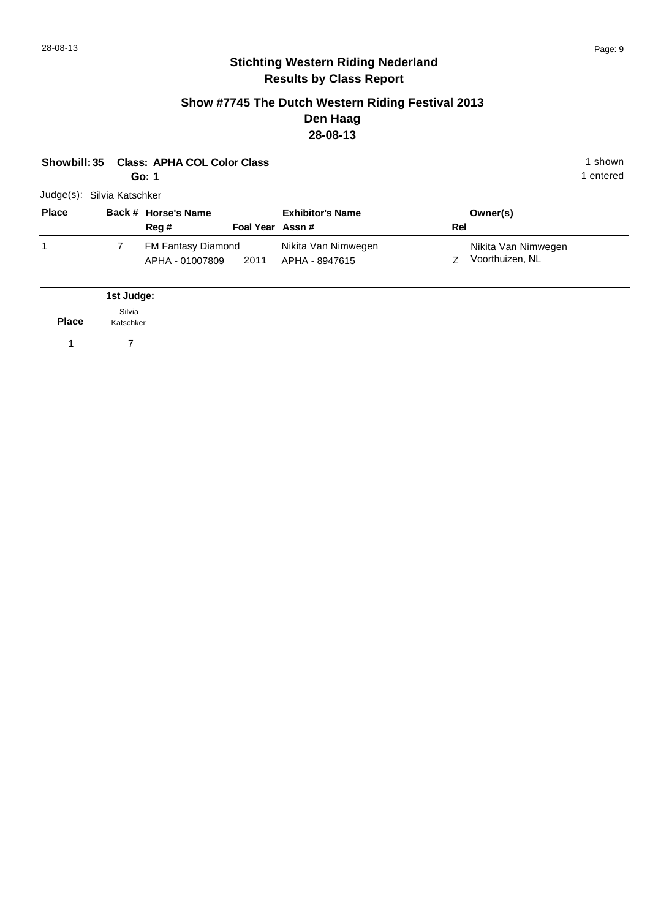# Stichting Western Riding Nederland
## Results by Class Report

### Show #7745 The Dutch Western Riding Festival 2013
### Den Haag
### 28-08-13

**Showbill: 35 Class: APHA COL Color Class**
**Go: 1**

1 shown
1 entered

Judge(s): Silvia Katschker

| Place | Back # | Horse's Name / Reg # | Foal Year | Exhibitor's Name / Assn # | Rel | Owner(s) |
|---|---|---|---|---|---|---|
| 1 | 7 | FM Fantasy Diamond<br>APHA - 01007809 | 2011 | Nikita Van Nimwegen<br>APHA - 8947615 | Z | Nikita Van Nimwegen<br>Voorthuizen, NL |

| Place | 1st Judge: Silvia Katschker |
|---|---|
| 1 | 7 |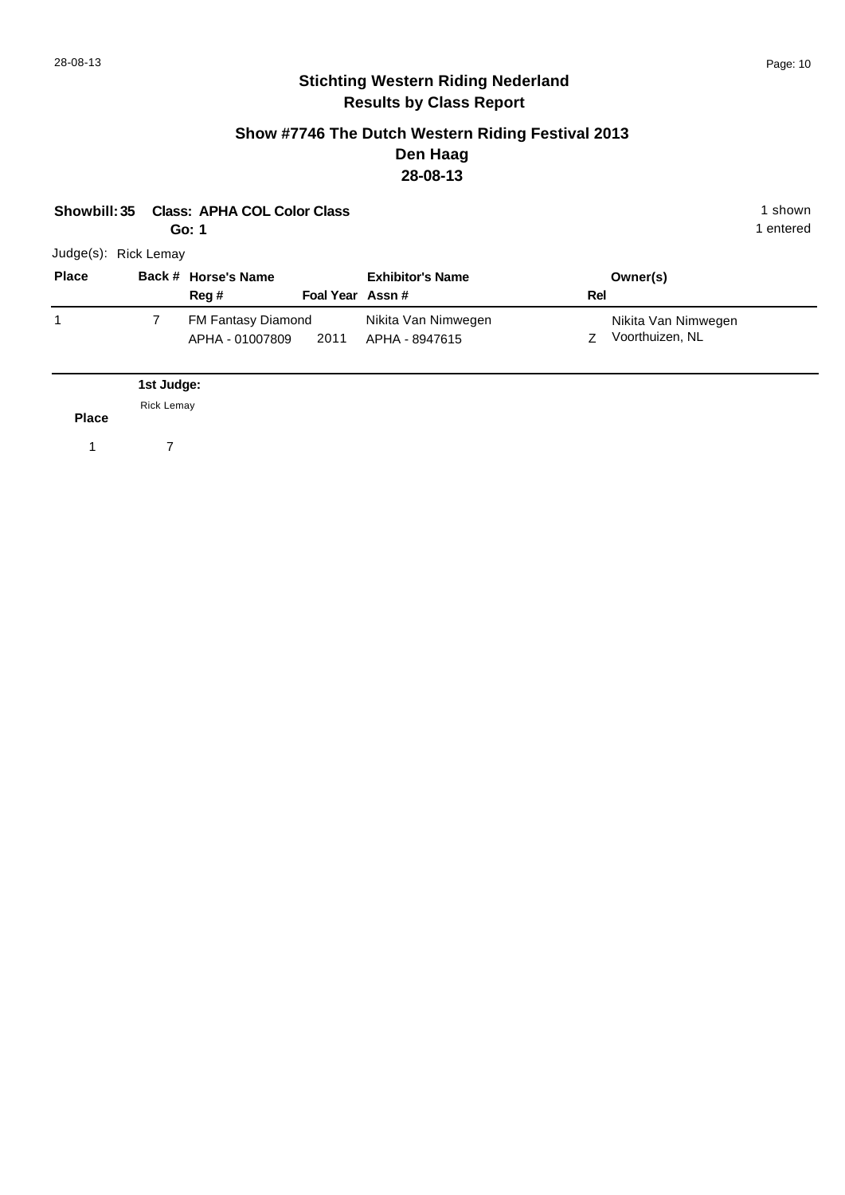## Stichting Western Riding Nederland
## Results by Class Report

### Show #7746 The Dutch Western Riding Festival 2013
### Den Haag
### 28-08-13

**Showbill: 35 Class: APHA COL Color Class**
**Go: 1**

1 shown
1 entered

Judge(s): Rick Lemay

| Place | Back # | Horse's Name / Reg # | Foal Year | Exhibitor's Name / Assn # | Rel | Owner(s) |
|---|---|---|---|---|---|---|
| 1 | 7 | FM Fantasy Diamond<br>APHA - 01007809 | 2011 | Nikita Van Nimwegen<br>APHA - 8947615 | Z | Nikita Van Nimwegen<br>Voorthuizen, NL |

| Place | 1st Judge: Rick Lemay |
|---|---|
| 1 | 7 |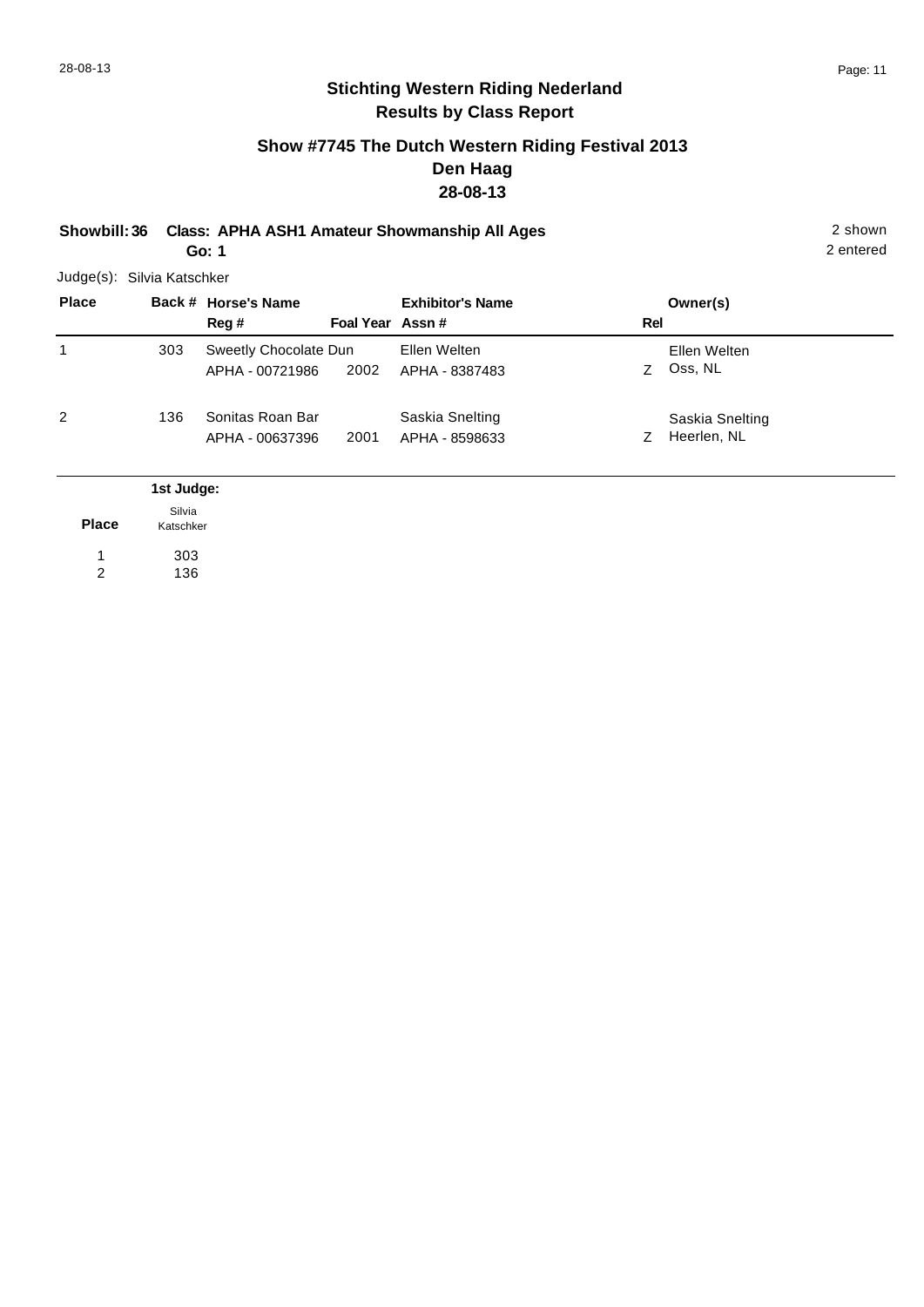## Stichting Western Riding Nederland
## Results by Class Report

### Show #7745 The Dutch Western Riding Festival 2013
### Den Haag
### 28-08-13

**Showbill: 36 Class: APHA ASH1 Amateur Showmanship All Ages** 2 shown

**Go: 1** 2 entered

Judge(s): Silvia Katschker

| Place | Back # | Horse's Name / Reg # | Foal Year | Exhibitor's Name / Assn # | Rel | Owner(s) |
|---|---|---|---|---|---|---|
| 1 | 303 | Sweetly Chocolate Dun<br>APHA - 00721986 | 2002 | Ellen Welten<br>APHA - 8387483 | Z | Ellen Welten<br>Oss, NL |
| 2 | 136 | Sonitas Roan Bar<br>APHA - 00637396 | 2001 | Saskia Snelting<br>APHA - 8598633 | Z | Saskia Snelting<br>Heerlen, NL |

| Place | 1st Judge: Silvia Katschker |
|---|---|
| 1 | 303 |
| 2 | 136 |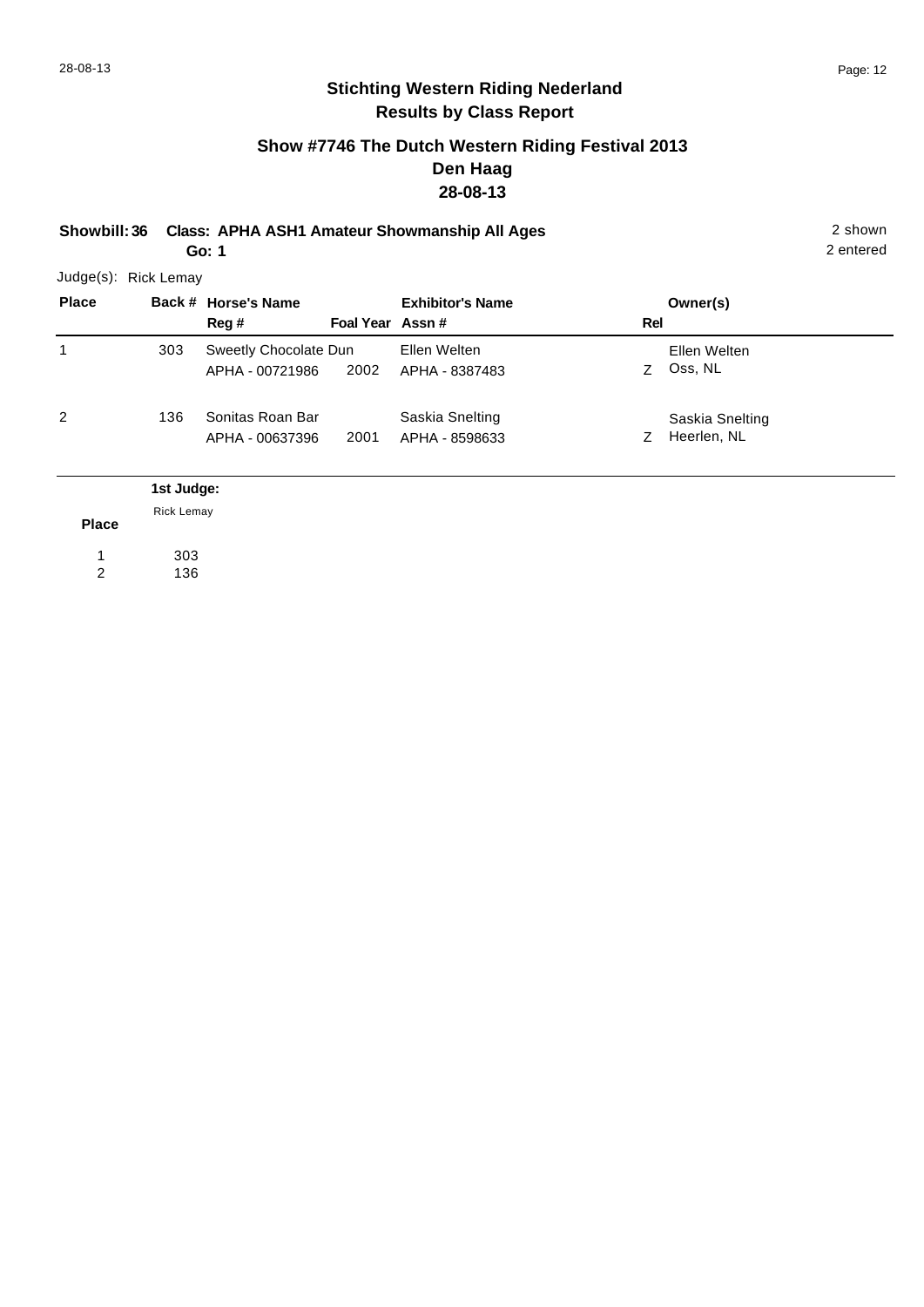## Stichting Western Riding Nederland
## Results by Class Report

### Show #7746 The Dutch Western Riding Festival 2013
### Den Haag
### 28-08-13

**Showbill: 36 Class: APHA ASH1 Amateur Showmanship All Ages** — 2 shown, 2 entered

**Go: 1**

Judge(s): Rick Lemay

| Place | Back # | Horse's Name / Reg # | Foal Year | Exhibitor's Name / Assn # | Rel | Owner(s) |
|---|---|---|---|---|---|---|
| 1 | 303 | Sweetly Chocolate Dun<br>APHA - 00721986 | 2002 | Ellen Welten<br>APHA - 8387483 | Z | Ellen Welten<br>Oss, NL |
| 2 | 136 | Sonitas Roan Bar<br>APHA - 00637396 | 2001 | Saskia Snelting<br>APHA - 8598633 | Z | Saskia Snelting<br>Heerlen, NL |

| Place | 1st Judge:<br>Rick Lemay |
|---|---|
| 1 | 303 |
| 2 | 136 |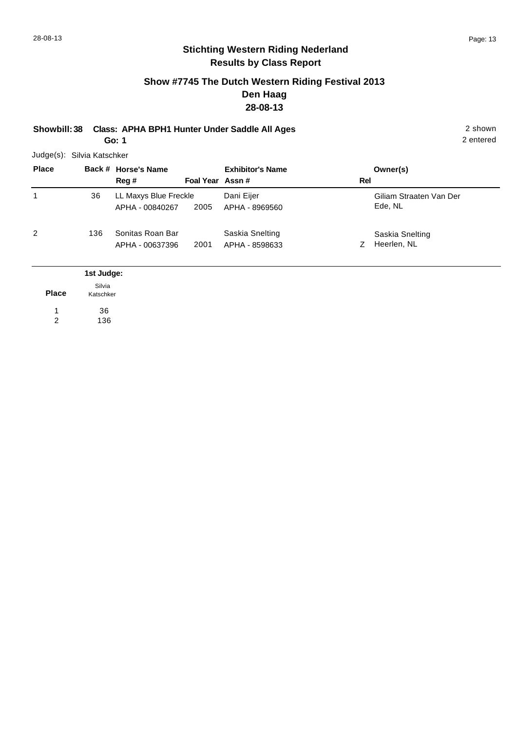## Stichting Western Riding Nederland
## Results by Class Report

### Show #7745 The Dutch Western Riding Festival 2013
### Den Haag
### 28-08-13

**Showbill: 38 Class: APHA BPH1 Hunter Under Saddle All Ages** 2 shown
**Go: 1** 2 entered

Judge(s): Silvia Katschker

| Place | Back # | Horse's Name / Reg # | Foal Year | Exhibitor's Name / Assn # | Rel | Owner(s) |
|---|---|---|---|---|---|---|
| 1 | 36 | LL Maxys Blue Freckle<br>APHA - 00840267 | 2005 | Dani Eijer<br>APHA - 8969560 | | Giliam Straaten Van Der<br>Ede, NL |
| 2 | 136 | Sonitas Roan Bar<br>APHA - 00637396 | 2001 | Saskia Snelting<br>APHA - 8598633 | Z | Saskia Snelting<br>Heerlen, NL |

| Place | 1st Judge: Silvia Katschker |
|---|---|
| 1 | 36 |
| 2 | 136 |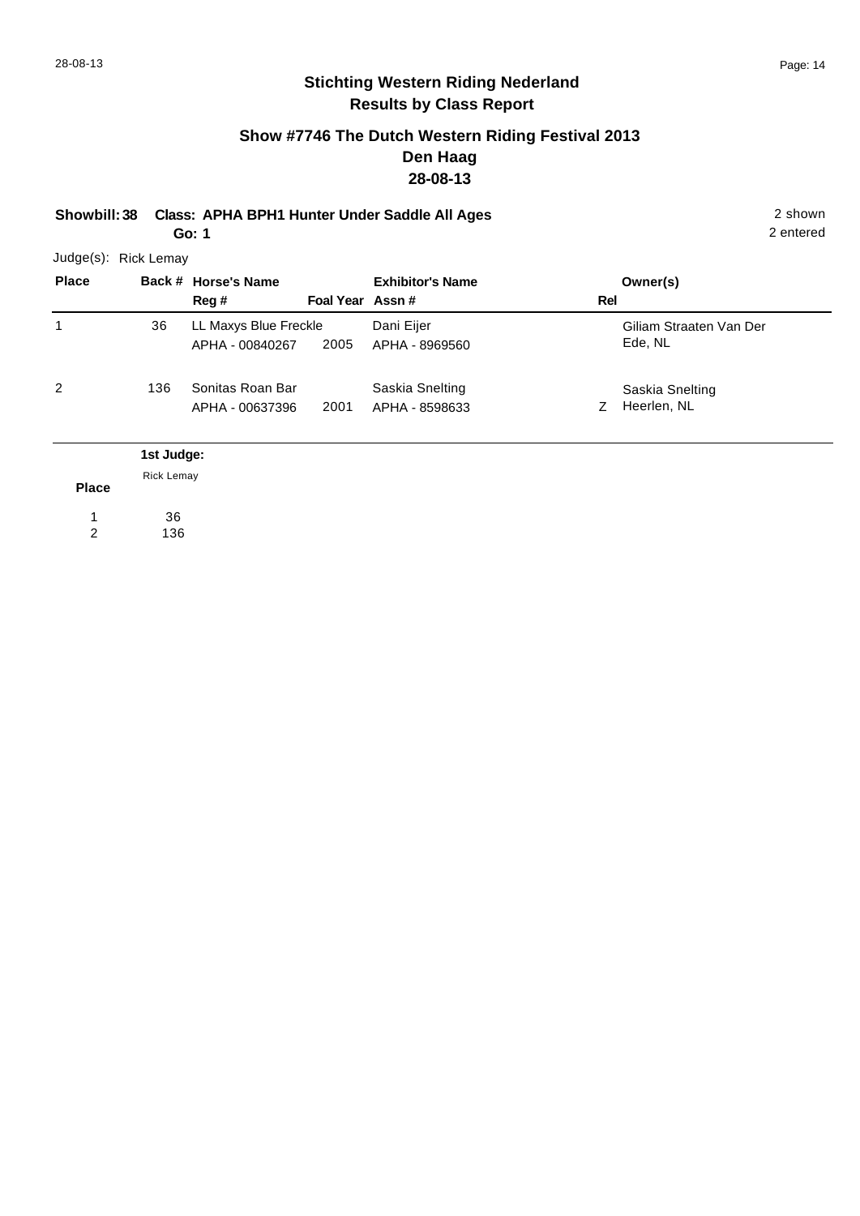## Stichting Western Riding Nederland
## Results by Class Report

### Show #7746 The Dutch Western Riding Festival 2013
### Den Haag
### 28-08-13

**Showbill: 38  Class: APHA BPH1 Hunter Under Saddle All Ages** — 2 shown

**Go: 1** — 2 entered

Judge(s): Rick Lemay

| Place | Back # | Horse's Name / Reg # | Foal Year | Exhibitor's Name / Assn # | Rel | Owner(s) |
|---|---|---|---|---|---|---|
| 1 | 36 | LL Maxys Blue Freckle<br>APHA - 00840267 | 2005 | Dani Eijer<br>APHA - 8969560 | | Giliam Straaten Van Der<br>Ede, NL |
| 2 | 136 | Sonitas Roan Bar<br>APHA - 00637396 | 2001 | Saskia Snelting<br>APHA - 8598633 | Z | Saskia Snelting<br>Heerlen, NL |

| Place | 1st Judge: Rick Lemay |
|---|---|
| 1 | 36 |
| 2 | 136 |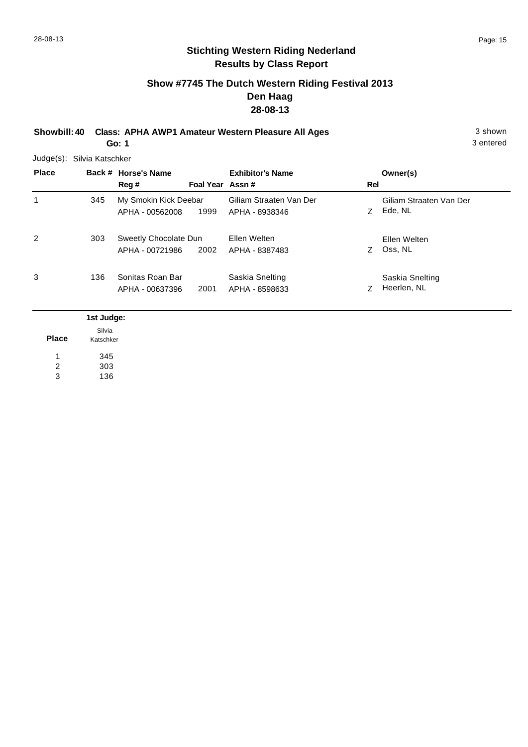## Stichting Western Riding Nederland
## Results by Class Report

### Show #7745 The Dutch Western Riding Festival 2013
### Den Haag
### 28-08-13

**Showbill: 40 Class: APHA AWP1 Amateur Western Pleasure All Ages** 3 shown
**Go: 1** 3 entered

Judge(s): Silvia Katschker

| Place | Back # | Horse's Name / Reg # | Foal Year | Exhibitor's Name / Assn # | Rel | Owner(s) |
|---|---|---|---|---|---|---|
| 1 | 345 | My Smokin Kick Deebar<br>APHA - 00562008 | 1999 | Giliam Straaten Van Der<br>APHA - 8938346 | Z | Giliam Straaten Van Der<br>Ede, NL |
| 2 | 303 | Sweetly Chocolate Dun<br>APHA - 00721986 | 2002 | Ellen Welten<br>APHA - 8387483 | Z | Ellen Welten<br>Oss, NL |
| 3 | 136 | Sonitas Roan Bar<br>APHA - 00637396 | 2001 | Saskia Snelting<br>APHA - 8598633 | Z | Saskia Snelting<br>Heerlen, NL |

| Place | 1st Judge: Silvia Katschker |
|---|---|
| 1 | 345 |
| 2 | 303 |
| 3 | 136 |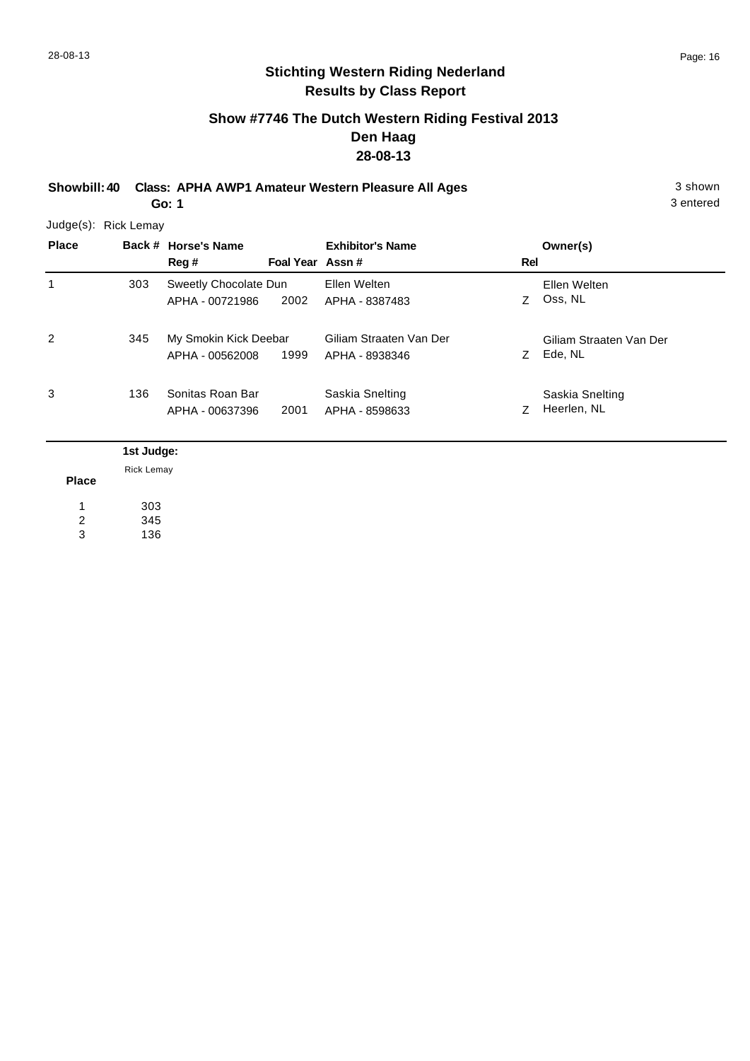## Stichting Western Riding Nederland
## Results by Class Report

### Show #7746 The Dutch Western Riding Festival 2013
### Den Haag
### 28-08-13

**Showbill: 40 Class: APHA AWP1 Amateur Western Pleasure All Ages** 3 shown

**Go: 1** 3 entered

Judge(s): Rick Lemay

| Place | Back # | Horse's Name / Reg # | Foal Year | Exhibitor's Name / Assn # | Rel | Owner(s) |
|---|---|---|---|---|---|---|
| 1 | 303 | Sweetly Chocolate Dun / APHA - 00721986 | 2002 | Ellen Welten / APHA - 8387483 | Z | Ellen Welten / Oss, NL |
| 2 | 345 | My Smokin Kick Deebar / APHA - 00562008 | 1999 | Giliam Straaten Van Der / APHA - 8938346 | Z | Giliam Straaten Van Der / Ede, NL |
| 3 | 136 | Sonitas Roan Bar / APHA - 00637396 | 2001 | Saskia Snelting / APHA - 8598633 | Z | Saskia Snelting / Heerlen, NL |

| Place | 1st Judge: Rick Lemay |
|---|---|
| 1 | 303 |
| 2 | 345 |
| 3 | 136 |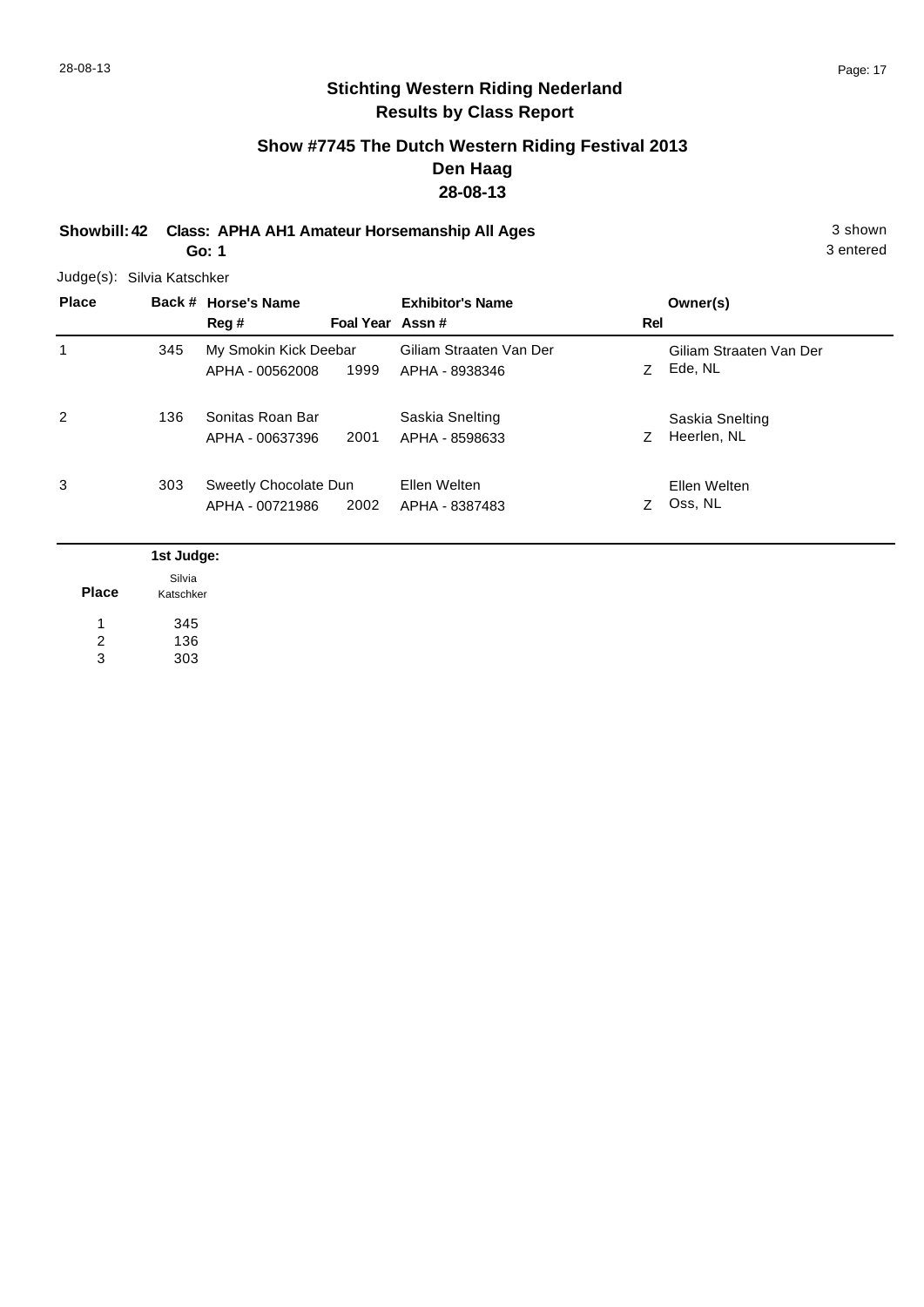# Stichting Western Riding Nederland

## Results by Class Report

### Show #7745 The Dutch Western Riding Festival 2013

### Den Haag

### 28-08-13

**Showbill: 42 Class: APHA AH1 Amateur Horsemanship All Ages** 3 shown

**Go: 1** 3 entered

Judge(s): Silvia Katschker

| Place | Back # | Horse's Name / Reg # | Foal Year | Exhibitor's Name / Assn # | Rel | Owner(s) |
|---|---|---|---|---|---|---|
| 1 | 345 | My Smokin Kick Deebar<br>APHA - 00562008 | 1999 | Giliam Straaten Van Der<br>APHA - 8938346 | Z | Giliam Straaten Van Der<br>Ede, NL |
| 2 | 136 | Sonitas Roan Bar<br>APHA - 00637396 | 2001 | Saskia Snelting<br>APHA - 8598633 | Z | Saskia Snelting<br>Heerlen, NL |
| 3 | 303 | Sweetly Chocolate Dun<br>APHA - 00721986 | 2002 | Ellen Welten<br>APHA - 8387483 | Z | Ellen Welten<br>Oss, NL |

| Place | 1st Judge: Silvia Katschker |
|---|---|
| 1 | 345 |
| 2 | 136 |
| 3 | 303 |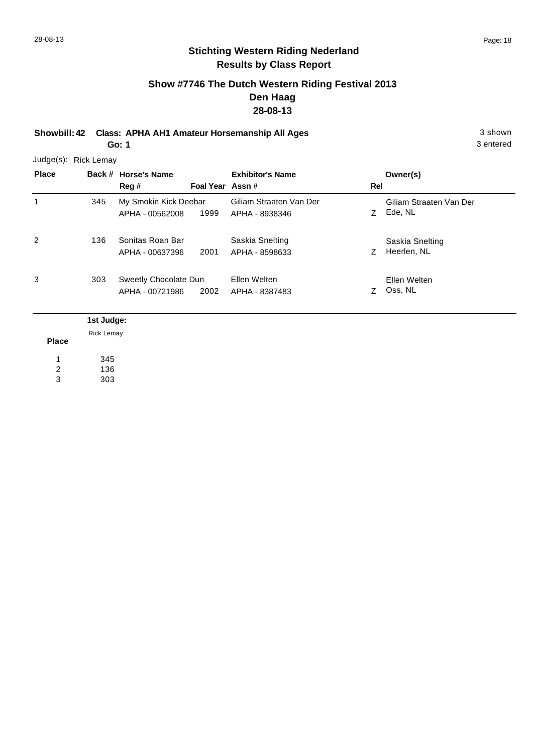# Stichting Western Riding Nederland

## Results by Class Report

### Show #7746 The Dutch Western Riding Festival 2013

### Den Haag

### 28-08-13

**Showbill: 42** **Class: APHA AH1 Amateur Horsemanship All Ages** 3 shown

**Go: 1** 3 entered

Judge(s): Rick Lemay

| Place | Back # | Horse's Name / Reg # | Foal Year | Exhibitor's Name / Assn # | Rel | Owner(s) |
|---|---|---|---|---|---|---|
| 1 | 345 | My Smokin Kick Deebar / APHA - 00562008 | 1999 | Giliam Straaten Van Der / APHA - 8938346 | Z | Giliam Straaten Van Der / Ede, NL |
| 2 | 136 | Sonitas Roan Bar / APHA - 00637396 | 2001 | Saskia Snelting / APHA - 8598633 | Z | Saskia Snelting / Heerlen, NL |
| 3 | 303 | Sweetly Chocolate Dun / APHA - 00721986 | 2002 | Ellen Welten / APHA - 8387483 | Z | Ellen Welten / Oss, NL |

| Place | 1st Judge: Rick Lemay |
|---|---|
| 1 | 345 |
| 2 | 136 |
| 3 | 303 |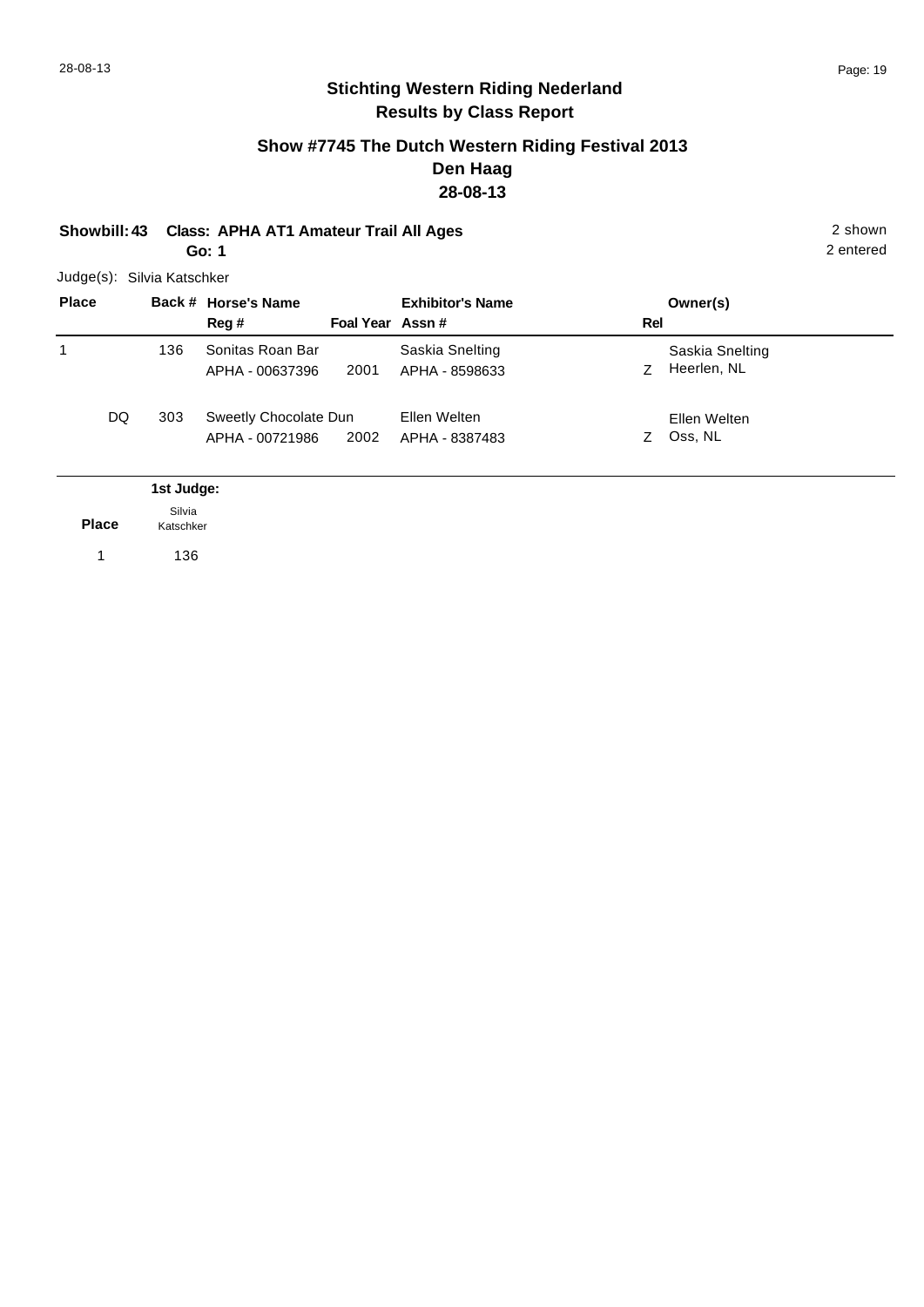## Stichting Western Riding Nederland
## Results by Class Report

### Show #7745 The Dutch Western Riding Festival 2013
### Den Haag
### 28-08-13

**Showbill: 43 Class: APHA AT1 Amateur Trail All Ages** 2 shown
**Go: 1** 2 entered

Judge(s): Silvia Katschker

| Place | Back # | Horse's Name / Reg # | Foal Year | Exhibitor's Name / Assn # | Rel | Owner(s) |
|---|---|---|---|---|---|---|
| 1 | 136 | Sonitas Roan Bar<br>APHA - 00637396 | 2001 | Saskia Snelting<br>APHA - 8598633 | Z | Saskia Snelting<br>Heerlen, NL |
| DQ | 303 | Sweetly Chocolate Dun<br>APHA - 00721986 | 2002 | Ellen Welten<br>APHA - 8387483 | Z | Ellen Welten<br>Oss, NL |

| Place | 1st Judge: Silvia Katschker |
|---|---|
| 1 | 136 |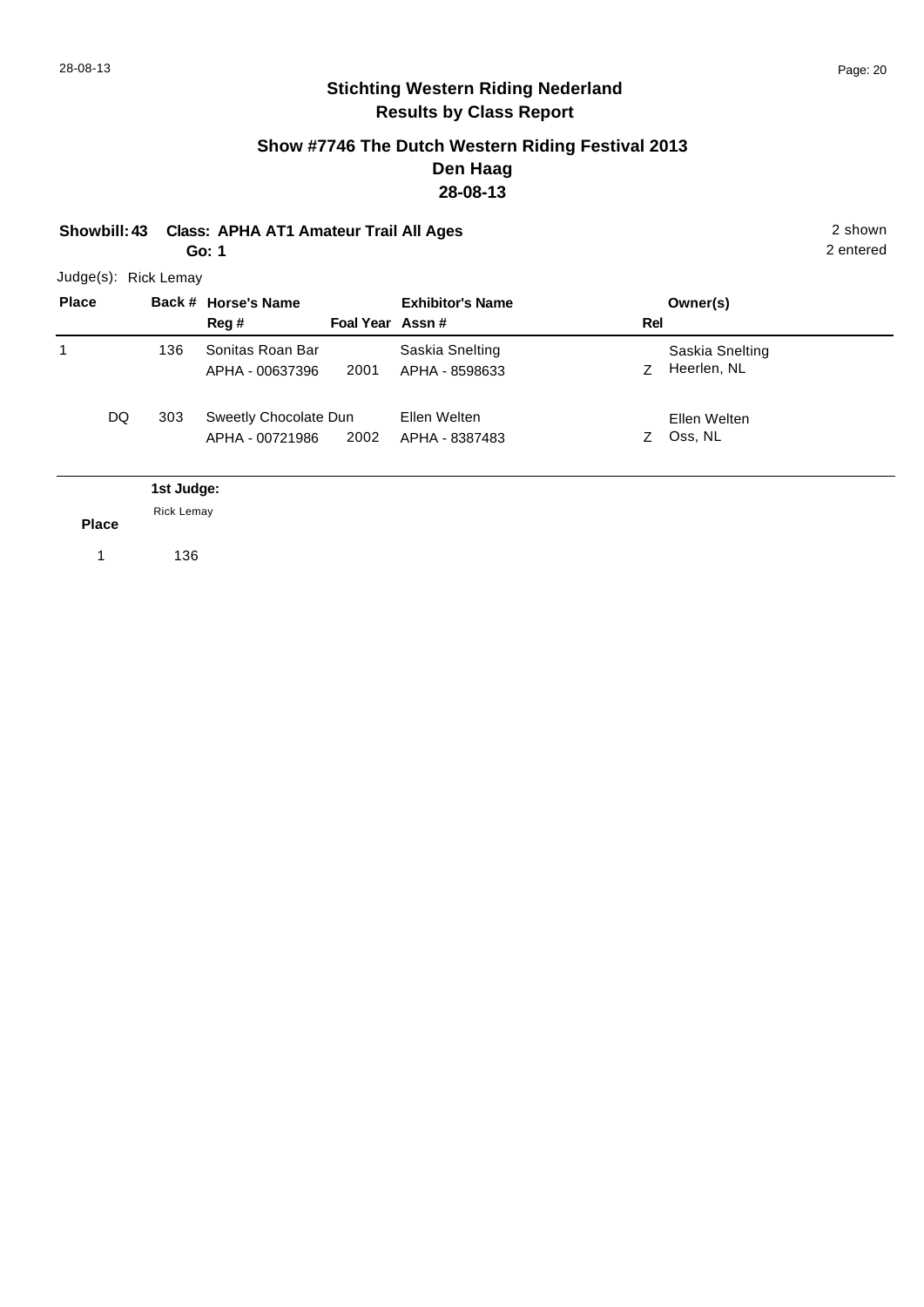## Stichting Western Riding Nederland
## Results by Class Report

### Show #7746 The Dutch Western Riding Festival 2013
### Den Haag
### 28-08-13

**Showbill: 43 Class: APHA AT1 Amateur Trail All Ages** 2 shown
**Go: 1** 2 entered

Judge(s): Rick Lemay

| Place | Back # | Horse's Name / Reg # | Foal Year | Exhibitor's Name / Assn # | Rel | Owner(s) |
|---|---|---|---|---|---|---|
| 1 | 136 | Sonitas Roan Bar<br>APHA - 00637396 | 2001 | Saskia Snelting<br>APHA - 8598633 | Z | Saskia Snelting<br>Heerlen, NL |
| DQ | 303 | Sweetly Chocolate Dun<br>APHA - 00721986 | 2002 | Ellen Welten<br>APHA - 8387483 | Z | Ellen Welten<br>Oss, NL |

| Place | 1st Judge: Rick Lemay |
|---|---|
| 1 | 136 |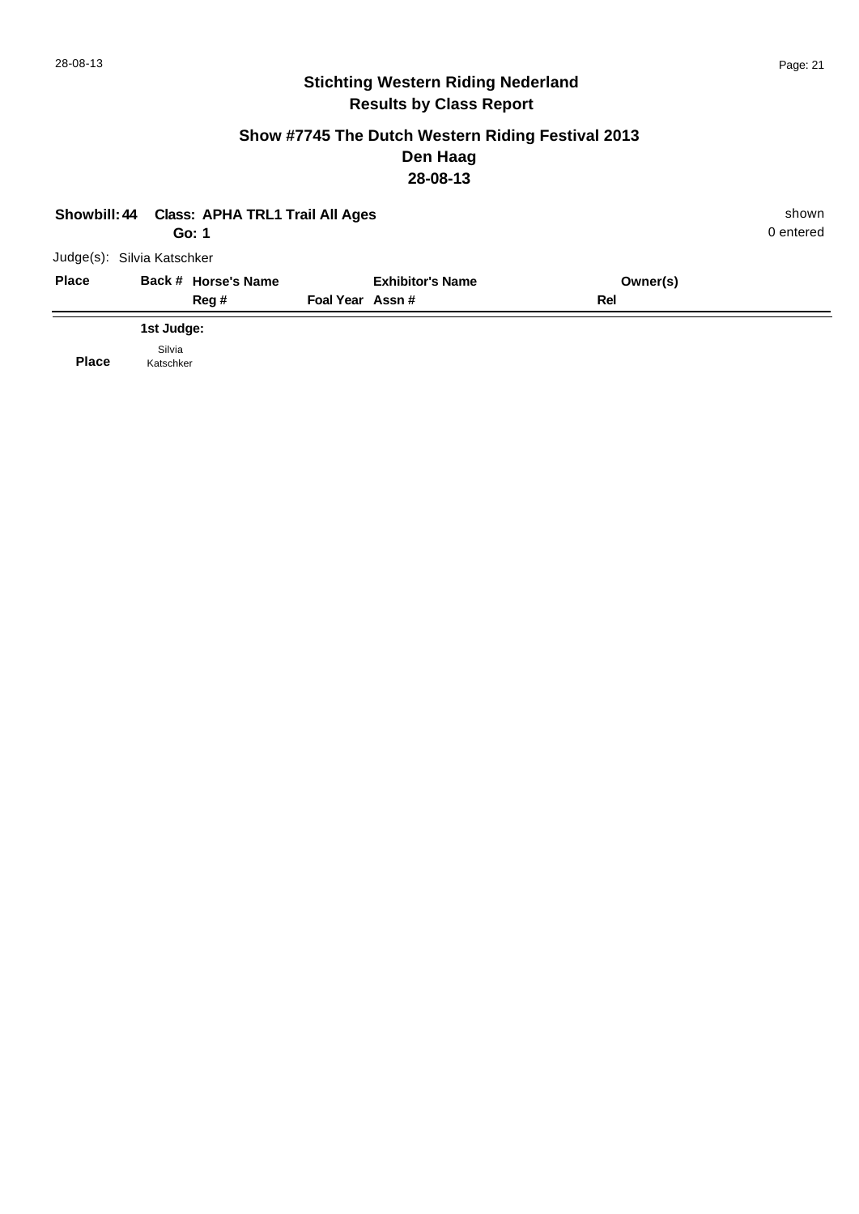# Stichting Western Riding Nederland

## Results by Class Report

### Show #7745 The Dutch Western Riding Festival 2013

### Den Haag

### 28-08-13

**Showbill: 44** **Class: APHA TRL1 Trail All Ages** shown

**Go: 1** 0 entered

Judge(s): Silvia Katschker

| Place | Back # | Horse's Name / Reg # | Foal Year | Exhibitor's Name / Assn # | Owner(s) / Rel |
|---|---|---|---|---|---|

**1st Judge:**

| Place | Silvia Katschker |
|---|---|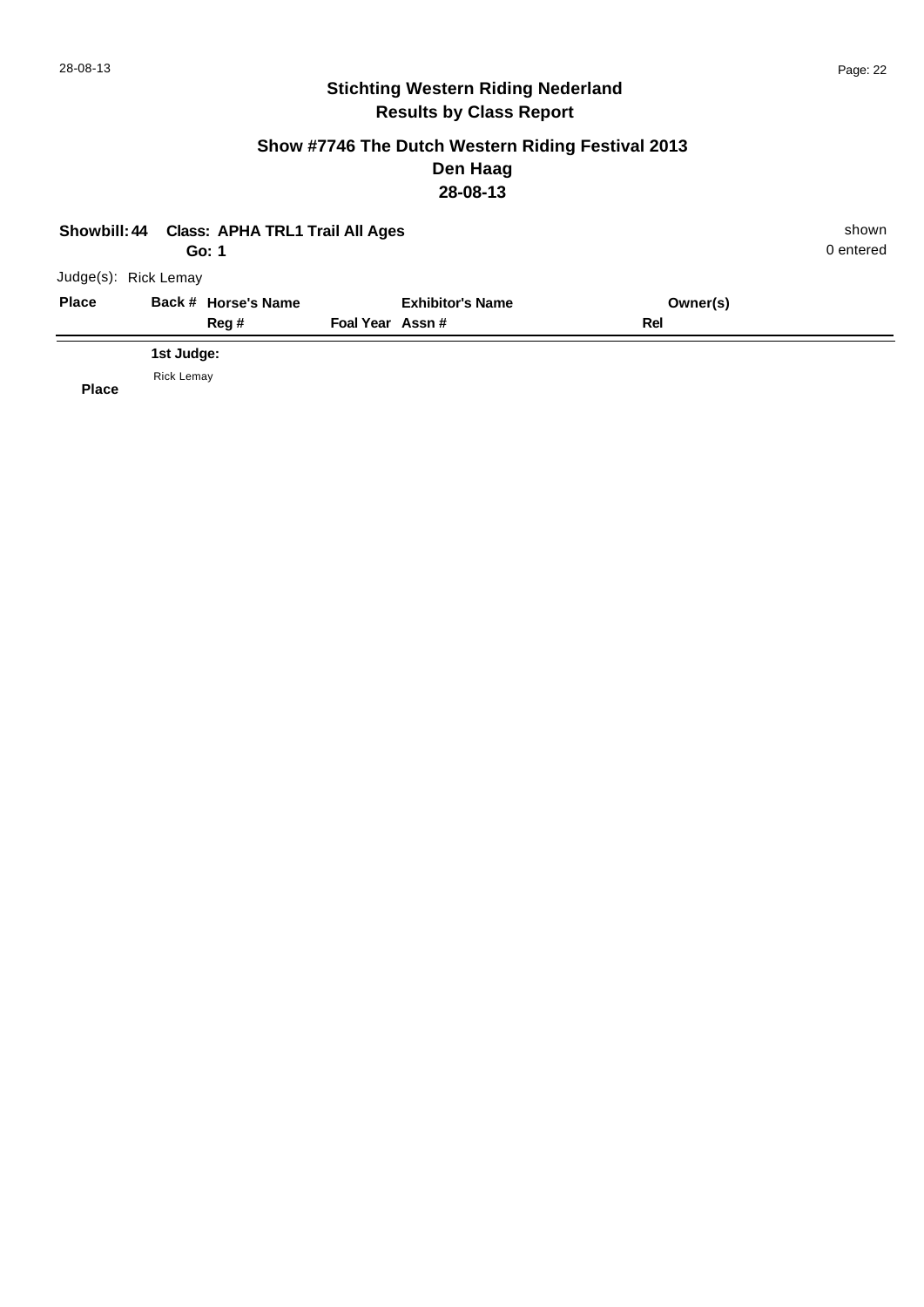# Stichting Western Riding Nederland
## Results by Class Report

### Show #7746 The Dutch Western Riding Festival 2013
### Den Haag
### 28-08-13

**Showbill: 44** **Class: APHA TRL1 Trail All Ages** shown

**Go: 1** 0 entered

Judge(s): Rick Lemay

| Place | Back # | Horse's Name / Reg # | Foal Year | Exhibitor's Name / Assn # | Owner(s) / Rel |
|---|---|---|---|---|---|

**1st Judge:**

Rick Lemay

**Place**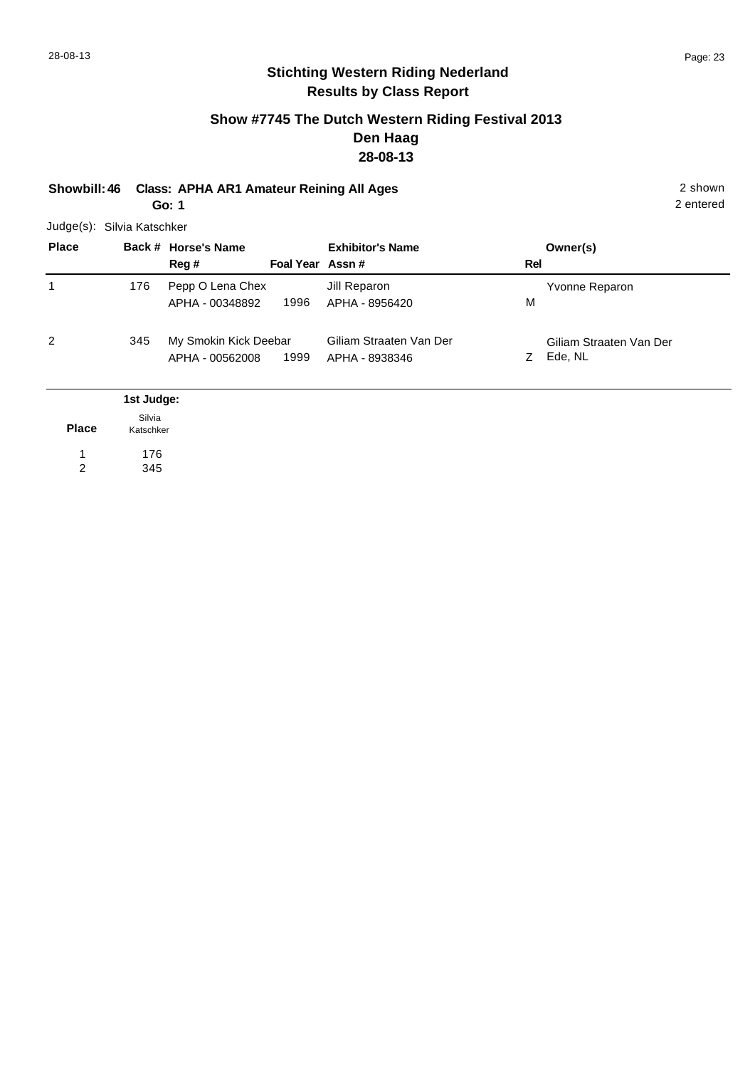## Stichting Western Riding Nederland
## Results by Class Report

### Show #7745 The Dutch Western Riding Festival 2013
### Den Haag
### 28-08-13

**Showbill: 46 Class: APHA AR1 Amateur Reining All Ages** — 2 shown, 2 entered

**Go: 1**

Judge(s): Silvia Katschker

| Place | Back # | Horse's Name / Reg # | Foal Year | Exhibitor's Name / Assn # | Rel | Owner(s) |
|---|---|---|---|---|---|---|
| 1 | 176 | Pepp O Lena Chex<br>APHA - 00348892 | 1996 | Jill Reparon<br>APHA - 8956420 | M | Yvonne Reparon |
| 2 | 345 | My Smokin Kick Deebar<br>APHA - 00562008 | 1999 | Giliam Straaten Van Der<br>APHA - 8938346 | Z | Giliam Straaten Van Der<br>Ede, NL |

| Place | 1st Judge: Silvia Katschker |
|---|---|
| 1 | 176 |
| 2 | 345 |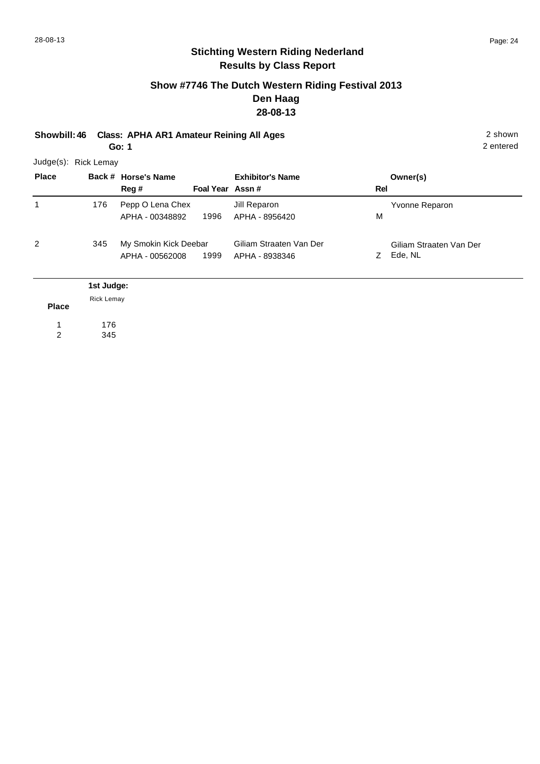# Stichting Western Riding Nederland
## Results by Class Report

### Show #7746 The Dutch Western Riding Festival 2013
### Den Haag
### 28-08-13

**Showbill: 46 Class: APHA AR1 Amateur Reining All Ages** 2 shown

**Go: 1** 2 entered

Judge(s): Rick Lemay

| Place | Back # | Horse's Name / Reg # | Foal Year | Exhibitor's Name / Assn # | Rel | Owner(s) |
|---|---|---|---|---|---|---|
| 1 | 176 | Pepp O Lena Chex<br>APHA - 00348892 | 1996 | Jill Reparon<br>APHA - 8956420 | M | Yvonne Reparon |
| 2 | 345 | My Smokin Kick Deebar<br>APHA - 00562008 | 1999 | Giliam Straaten Van Der<br>APHA - 8938346 | Z | Giliam Straaten Van Der<br>Ede, NL |

| Place | 1st Judge: Rick Lemay |
|---|---|
| 1 | 176 |
| 2 | 345 |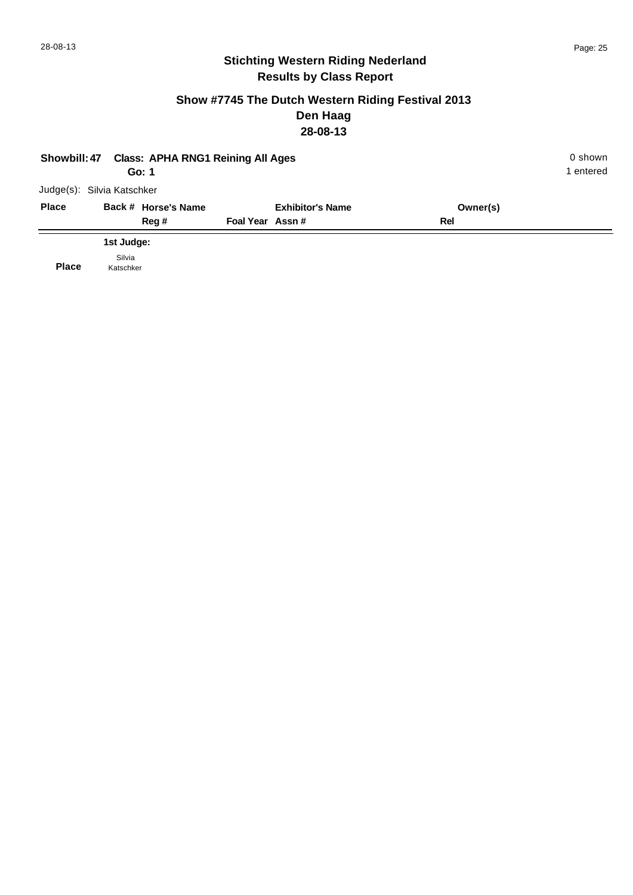## Stichting Western Riding Nederland
## Results by Class Report

### Show #7745 The Dutch Western Riding Festival 2013
### Den Haag
### 28-08-13

**Showbill: 47** **Class: APHA RNG1 Reining All Ages** 0 shown

**Go: 1** 1 entered

Judge(s): Silvia Katschker

| Place | Back # | Horse's Name / Reg # | Foal Year | Exhibitor's Name / Assn # | Owner(s) / Rel |
|---|---|---|---|---|---|

**1st Judge:**

| Place | Silvia Katschker |
|---|---|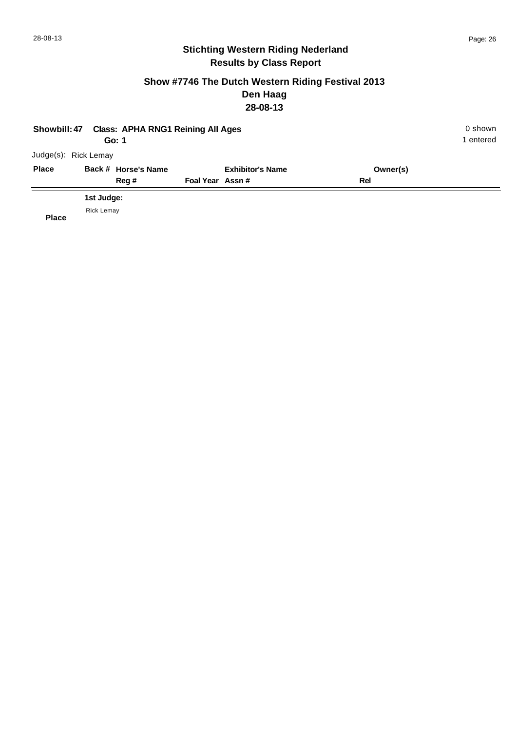## Stichting Western Riding Nederland
## Results by Class Report

### Show #7746 The Dutch Western Riding Festival 2013
### Den Haag
### 28-08-13

**Showbill: 47** **Class: APHA RNG1 Reining All Ages** 0 shown

**Go: 1** 1 entered

Judge(s): Rick Lemay

| Place | Back # | Horse's Name / Reg # | Foal Year | Exhibitor's Name / Assn # | Owner(s) / Rel |
|---|---|---|---|---|---|

**1st Judge:**

Rick Lemay

**Place**